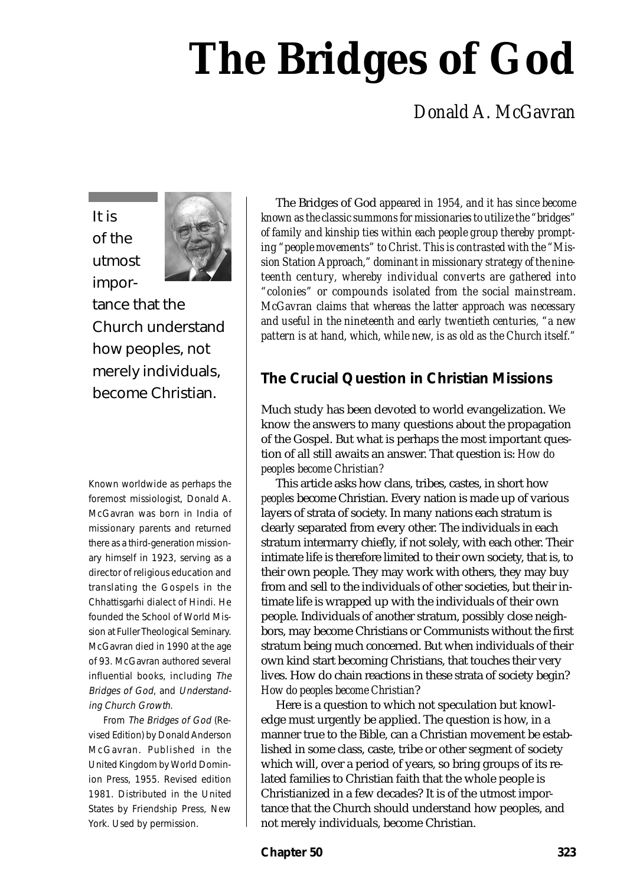# The Bridges of God

Donald A. McGavran

It is of the utmost importance that the Church understand how peoples, not merely individuals, become Christian.

Known worldwide as perhaps the foremost missiologist, Donald A. McGavran was born in India of missionary parents and returned there as a third-generation missionary himself in 1923, serving as a director of religious education and translating the Gospels in the Chhattisgarhi dialect of Hindi. He founded the School of World Mission at Fuller Theological Seminary. McGavran died in 1990 at the age of 93. McGavran authored several influential books, including *The Bridges of God*, and *Understanding Church Growth.*

From *The Bridges of God* (Revised Edition) by Donald Anderson McGavran. Published in the United Kingdom by World Dominion Press, 1955. Revised edition 1981. Distributed in the United States by Friendship Press, New York. Used by permission.

*The Bridges of God appeared in 1954, and it has since become known as the classic summons for missionaries to utilize the "bridges" of family and kinship ties within each people group thereby prompting "people movements" to Christ. This is contrasted with the "Mission Station Approach," dominant in missionary strategy of the nineteenth century, whereby individual converts are gathered into "colonies" or compounds isolated from the social mainstream. McGavran claims that whereas the latter approach was necessary and useful in the nineteenth and early twentieth centuries, "a new pattern is at hand, which, while new, is as old as the Church itself."*

## The Crucial Question in Christian Missions

Much study has been devoted to world evangelization. We know the answers to many questions about the propagation of the Gospel. But what is perhaps the most important question of all still awaits an answer. That question is: *How do peoples become Christian?*

This article asks how clans, tribes, castes, in short how *peoples* become Christian. Every nation is made up of various layers of strata of society. In many nations each stratum is clearly separated from every other. The individuals in each stratum intermarry chiefly, if not solely, with each other. Their intimate life is therefore limited to their own society, that is, to their own people. They may work with others, they may buy from and sell to the individuals of other societies, but their intimate life is wrapped up with the individuals of their own people. Individuals of another stratum, possibly close neighbors, may become Christians or Communists without the first stratum being much concerned. But when individuals of their own kind start becoming Christians, that touches their very lives. How do chain reactions in these strata of society begin? *How do peoples become Christian*?

Here is a question to which not speculation but knowledge must urgently be applied. The question is how, in a manner true to the Bible, can a Christian movement be established in some class, caste, tribe or other segment of society which will, over a period of years, so bring groups of its related families to Christian faith that the whole people is Christianized in a few decades? It is of the utmost importance that the Church should understand how peoples, and not merely individuals, become Christian.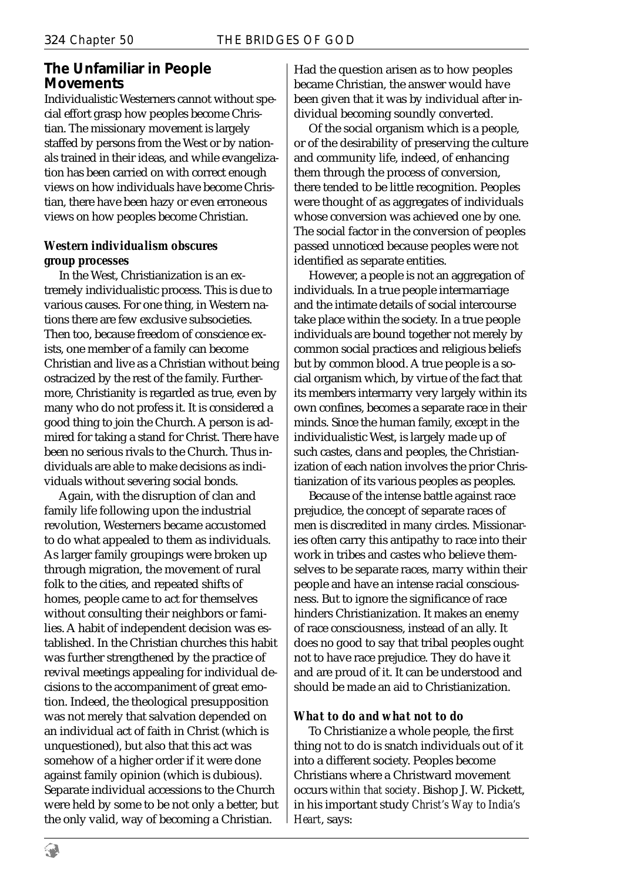## The Unfamiliar in People Movements

Individualistic Westerners cannot without special effort grasp how peoples become Christian. The missionary movement is largely staffed by persons from the West or by nationals trained in their ideas, and while evangelization has been carried on with correct enough views on how individuals have become Christian, there have been hazy or even erroneous views on how peoples become Christian.

### *Western individualism obscures group processes*

In the West, Christianization is an extremely individualistic process. This is due to various causes. For one thing, in Western nations there are few exclusive subsocieties. Then too, because freedom of conscience exists, one member of a family can become Christian and live as a Christian without being ostracized by the rest of the family. Furthermore, Christianity is regarded as true, even by many who do not profess it. It is considered a good thing to join the Church. A person is admired for taking a stand for Christ. There have been no serious rivals to the Church. Thus individuals are able to make decisions as individuals without severing social bonds.

Again, with the disruption of clan and family life following upon the industrial revolution, Westerners became accustomed to do what appealed to them as individuals. As larger family groupings were broken up through migration, the movement of rural folk to the cities, and repeated shifts of homes, people came to act for themselves without consulting their neighbors or families. A habit of independent decision was established. In the Christian churches this habit was further strengthened by the practice of revival meetings appealing for individual decisions to the accompaniment of great emotion. Indeed, the theological presupposition was not merely that salvation depended on an individual act of faith in Christ (which is unquestioned), but also that this act was somehow of a higher order if it were done against family opinion (which is dubious). Separate individual accessions to the Church were held by some to be not only a better, but the only valid, way of becoming a Christian. Had the question arisen as to how peoples became Christian, the answer would have been given that it was by individual after individual becoming soundly converted.

Of the social organism which is a people, or of the desirability of preserving the culture and community life, indeed, of enhancing them through the process of conversion, there tended to be little recognition. Peoples were thought of as aggregates of individuals whose conversion was achieved one by one. The social factor in the conversion of peoples passed unnoticed because peoples were not identified as separate entities.

However, a people is not an aggregation of individuals. In a true people intermarriage and the intimate details of social intercourse take place within the society. In a true people individuals are bound together not merely by common social practices and religious beliefs but by common blood. A true people is a social organism which, by virtue of the fact that its members intermarry very largely within its own confines, becomes a separate race in their minds. Since the human family, except in the individualistic West, is largely made up of such castes, clans and peoples, the Christianization of each nation involves the prior Christianization of its various peoples as peoples.

Because of the intense battle against race prejudice, the concept of separate races of men is discredited in many circles. Missionaries often carry this antipathy to race into their work in tribes and castes who believe themselves to be separate races, marry within their people and have an intense racial consciousness. But to ignore the significance of race hinders Christianization. It makes an enemy of race consciousness, instead of an ally. It does no good to say that tribal peoples ought not to have race prejudice. They do have it and are proud of it. It can be understood and should be made an aid to Christianization.

### *What to do and what not to do*

To Christianize a whole people, the first thing not to do is snatch individuals out of it into a different society. Peoples become Christians where a Christward movement occurs *within that society*. Bishop J. W. Pickett, in his important study *Christ's Way to India's Heart*, says: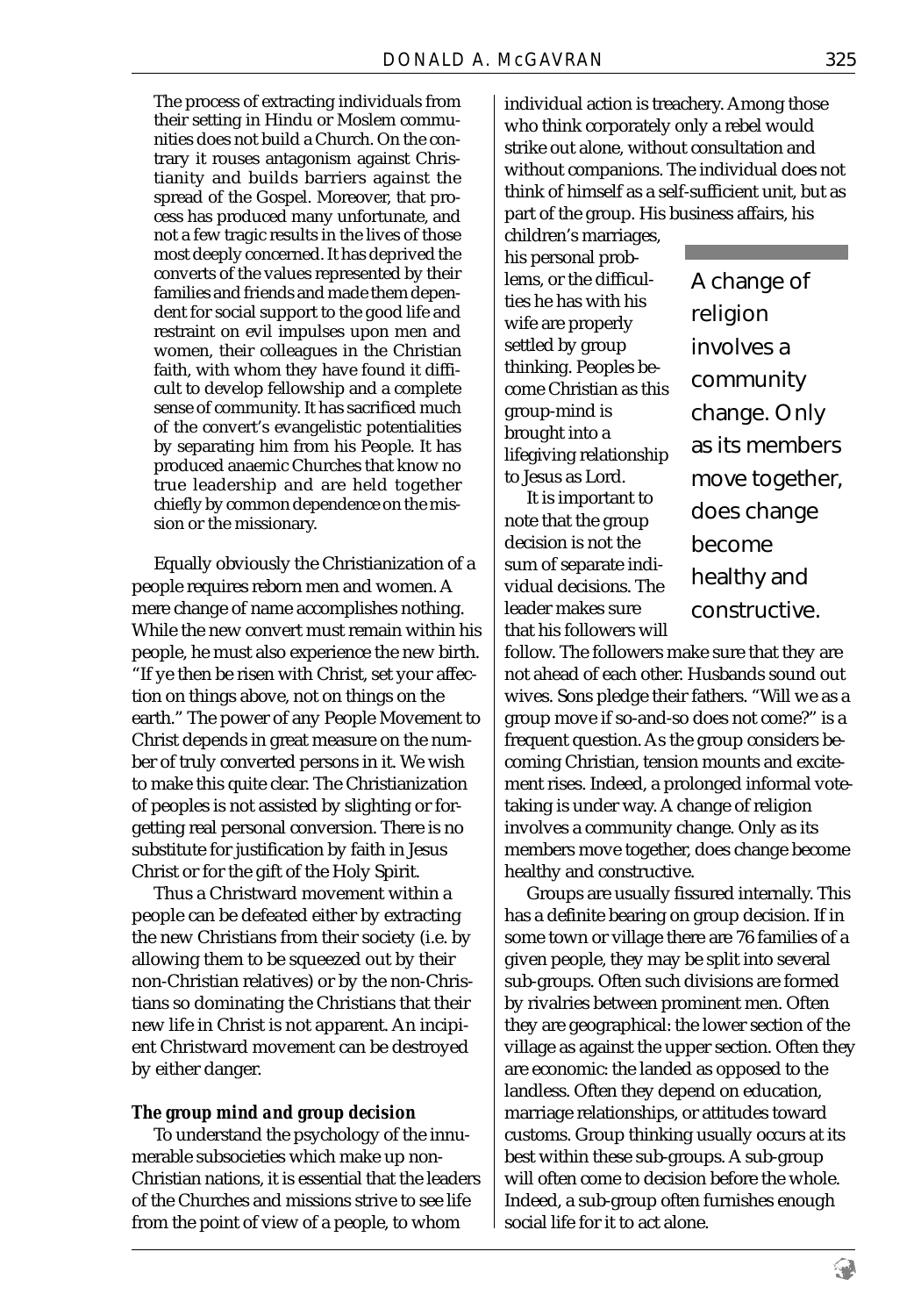> The process of extracting individuals from their setting in Hindu or Moslem communities does not build a Church. On the contrary it rouses antagonism against Christianity and builds barriers against the spread of the Gospel. Moreover, that process has produced many unfortunate, and not a few tragic results in the lives of those most deeply concerned. It has deprived the converts of the values represented by their families and friends and made them dependent for social support to the good life and restraint on evil impulses upon men and women, their colleagues in the Christian faith, with whom they have found it difficult to develop fellowship and a complete sense of community. It has sacrificed much of the convert's evangelistic potentialities by separating him from his People. It has produced anaemic Churches that know no true leadership and are held together chiefly by common dependence on the mission or the missionary.

Equally obviously the Christianization of a people requires reborn men and women. A mere change of name accomplishes nothing. While the new convert must remain within his people, he must also experience the new birth. "If ye then be risen with Christ, set your affection on things above, not on things on the earth." The power of any People Movement to Christ depends in great measure on the number of truly converted persons in it. We wish to make this quite clear. The Christianization of peoples is not assisted by slighting or forgetting real personal conversion. There is no substitute for justification by faith in Jesus Christ or for the gift of the Holy Spirit.

Thus a Christward movement within a people can be defeated either by extracting the new Christians from their society (i.e. by allowing them to be squeezed out by their non-Christian relatives) or by the non-Christians so dominating the Christians that their new life in Christ is not apparent. An incipient Christward movement can be destroyed by either danger.

### *The group mind and group decision*

To understand the psychology of the innumerable subsocieties which make up non-Christian nations, it is essential that the leaders of the Churches and missions strive to see life from the point of view of a people, to whom individual action is treachery. Among those who think corporately only a rebel would strike out alone, without consultation and without companions. The individual does not think of himself as a self-sufficient unit, but as part of the group. His business affairs, his children's marriages, his personal problems, or the difficulties he has with his wife are properly settled by group thinking. Peoples become Christian as this group-mind is brought into a lifegiving relationship to Jesus as Lord.

> A change of religion involves a community change. Only as its members move together, does change become healthy and constructive.

It is important to note that the group decision is not the sum of separate individual decisions. The leader makes sure that his followers will follow. The followers make sure that they are not ahead of each other. Husbands sound out wives. Sons pledge their fathers. "Will we as a group move if so-and-so does not come?" is a frequent question. As the group considers becoming Christian, tension mounts and excitement rises. Indeed, a prolonged informal vote-taking is under way. A change of religion involves a community change. Only as its members move together, does change become healthy and constructive.

Groups are usually fissured internally. This has a definite bearing on group decision. If in some town or village there are 76 families of a given people, they may be split into several sub-groups. Often such divisions are formed by rivalries between prominent men. Often they are geographical: the lower section of the village as against the upper section. Often they are economic: the landed as opposed to the landless. Often they depend on education, marriage relationships, or attitudes toward customs. Group thinking usually occurs at its best within these sub-groups. A sub-group will often come to decision before the whole. Indeed, a sub-group often furnishes enough social life for it to act alone.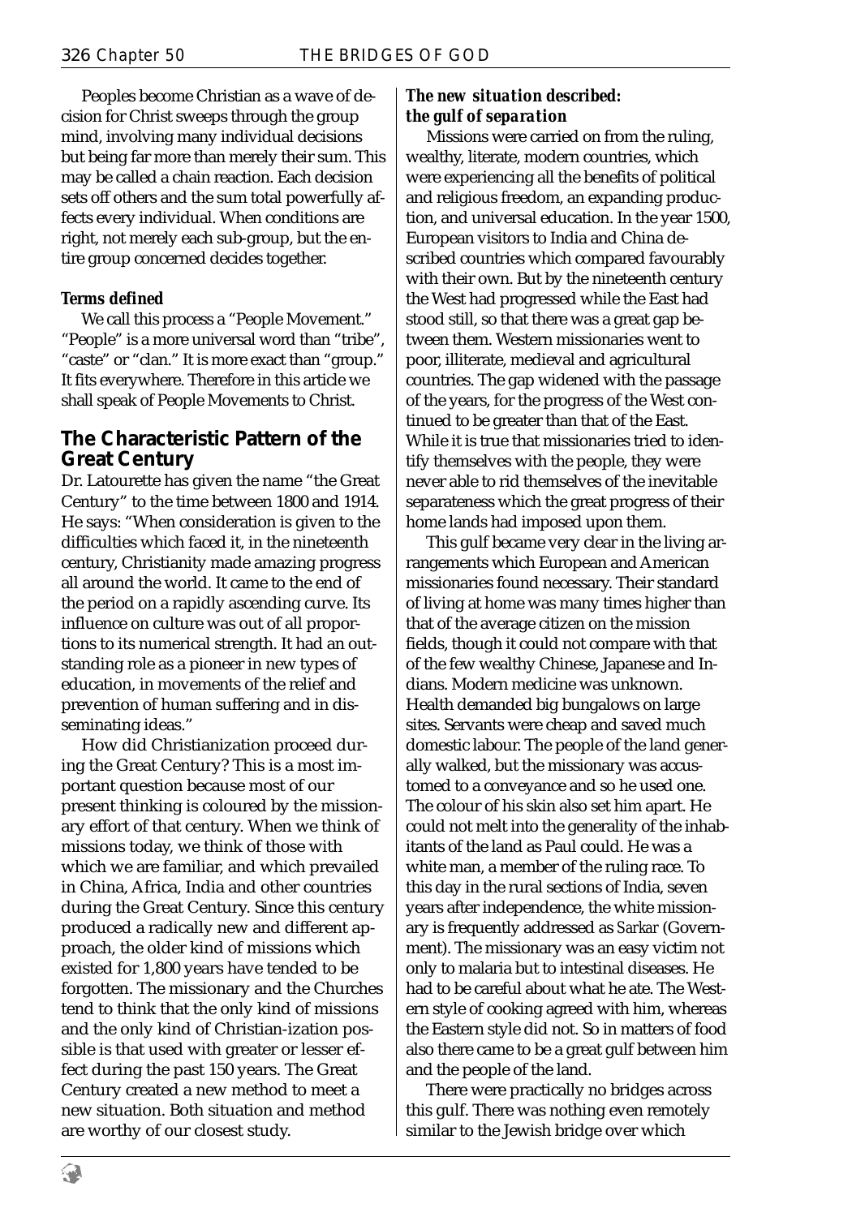Peoples become Christian as a wave of decision for Christ sweeps through the group mind, involving many individual decisions but being far more than merely their sum. This may be called a chain reaction. Each decision sets off others and the sum total powerfully affects every individual. When conditions are right, not merely each sub-group, but the entire group concerned decides together.

#### *Terms defined*

We call this process a "People Movement." "People" is a more universal word than "tribe", "caste" or "clan." It is more exact than "group." It fits everywhere. Therefore in this article we shall speak of People Movements to Christ.

## The Characteristic Pattern of the Great Century

Dr. Latourette has given the name "the Great Century" to the time between 1800 and 1914. He says: "When consideration is given to the difficulties which faced it, in the nineteenth century, Christianity made amazing progress all around the world. It came to the end of the period on a rapidly ascending curve. Its influence on culture was out of all proportions to its numerical strength. It had an outstanding role as a pioneer in new types of education, in movements of the relief and prevention of human suffering and in disseminating ideas."

How did Christianization proceed during the Great Century? This is a most important question because most of our present thinking is coloured by the missionary effort of that century. When we think of missions today, we think of those with which we are familiar, and which prevailed in China, Africa, India and other countries during the Great Century. Since this century produced a radically new and different approach, the older kind of missions which existed for 1,800 years have tended to be forgotten. The missionary and the Churches tend to think that the only kind of missions and the only kind of Christian-ization possible is that used with greater or lesser effect during the past 150 years. The Great Century created a new method to meet a new situation. Both situation and method are worthy of our closest study.

#### *The new situation described: the gulf of separation*

Missions were carried on from the ruling, wealthy, literate, modern countries, which were experiencing all the benefits of political and religious freedom, an expanding production, and universal education. In the year 1500, European visitors to India and China described countries which compared favourably with their own. But by the nineteenth century the West had progressed while the East had stood still, so that there was a great gap between them. Western missionaries went to poor, illiterate, medieval and agricultural countries. The gap widened with the passage of the years, for the progress of the West continued to be greater than that of the East. While it is true that missionaries tried to identify themselves with the people, they were never able to rid themselves of the inevitable separateness which the great progress of their home lands had imposed upon them.

This gulf became very clear in the living arrangements which European and American missionaries found necessary. Their standard of living at home was many times higher than that of the average citizen on the mission fields, though it could not compare with that of the few wealthy Chinese, Japanese and Indians. Modern medicine was unknown. Health demanded big bungalows on large sites. Servants were cheap and saved much domestic labour. The people of the land generally walked, but the missionary was accustomed to a conveyance and so he used one. The colour of his skin also set him apart. He could not melt into the generality of the inhabitants of the land as Paul could. He was a white man, a member of the ruling race. To this day in the rural sections of India, seven years after independence, the white missionary is frequently addressed as *Sarkar* (Government). The missionary was an easy victim not only to malaria but to intestinal diseases. He had to be careful about what he ate. The Western style of cooking agreed with him, whereas the Eastern style did not. So in matters of food also there came to be a great gulf between him and the people of the land.

There were practically no bridges across this gulf. There was nothing even remotely similar to the Jewish bridge over which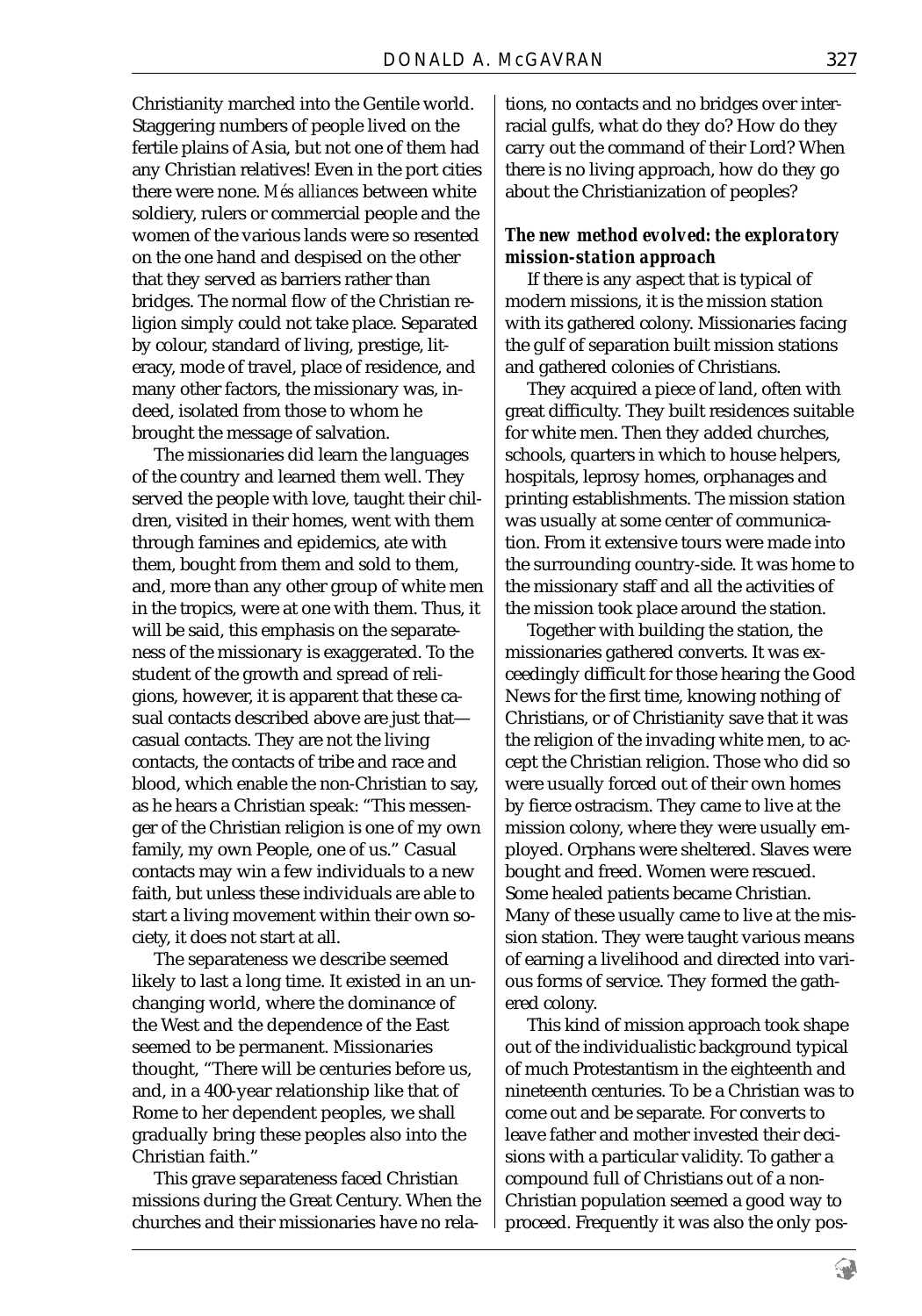Christianity marched into the Gentile world. Staggering numbers of people lived on the fertile plains of Asia, but not one of them had any Christian relatives! Even in the port cities there were none. *Més alliances* between white soldiery, rulers or commercial people and the women of the various lands were so resented on the one hand and despised on the other that they served as barriers rather than bridges. The normal flow of the Christian religion simply could not take place. Separated by colour, standard of living, prestige, literacy, mode of travel, place of residence, and many other factors, the missionary was, indeed, isolated from those to whom he brought the message of salvation.

The missionaries did learn the languages of the country and learned them well. They served the people with love, taught their children, visited in their homes, went with them through famines and epidemics, ate with them, bought from them and sold to them, and, more than any other group of white men in the tropics, were at one with them. Thus, it will be said, this emphasis on the separateness of the missionary is exaggerated. To the student of the growth and spread of religions, however, it is apparent that these casual contacts described above are just that—casual contacts. They are not the living contacts, the contacts of tribe and race and blood, which enable the non-Christian to say, as he hears a Christian speak: "This messenger of the Christian religion is one of my own family, my own People, one of us." Casual contacts may win a few individuals to a new faith, but unless these individuals are able to start a living movement within their own society, it does not start at all.

The separateness we describe seemed likely to last a long time. It existed in an unchanging world, where the dominance of the West and the dependence of the East seemed to be permanent. Missionaries thought, "There will be centuries before us, and, in a 400-year relationship like that of Rome to her dependent peoples, we shall gradually bring these peoples also into the Christian faith."

This grave separateness faced Christian missions during the Great Century. When the churches and their missionaries have no relations, no contacts and no bridges over interracial gulfs, what do they do? How do they carry out the command of their Lord? When there is no living approach, how do they go about the Christianization of peoples?

### *The new method evolved: the exploratory mission-station approach*

If there is any aspect that is typical of modern missions, it is the mission station with its gathered colony. Missionaries facing the gulf of separation built mission stations and gathered colonies of Christians.

They acquired a piece of land, often with great difficulty. They built residences suitable for white men. Then they added churches, schools, quarters in which to house helpers, hospitals, leprosy homes, orphanages and printing establishments. The mission station was usually at some center of communication. From it extensive tours were made into the surrounding country-side. It was home to the missionary staff and all the activities of the mission took place around the station.

Together with building the station, the missionaries gathered converts. It was exceedingly difficult for those hearing the Good News for the first time, knowing nothing of Christians, or of Christianity save that it was the religion of the invading white men, to accept the Christian religion. Those who did so were usually forced out of their own homes by fierce ostracism. They came to live at the mission colony, where they were usually employed. Orphans were sheltered. Slaves were bought and freed. Women were rescued. Some healed patients became Christian. Many of these usually came to live at the mission station. They were taught various means of earning a livelihood and directed into various forms of service. They formed the gathered colony.

This kind of mission approach took shape out of the individualistic background typical of much Protestantism in the eighteenth and nineteenth centuries. To be a Christian was to come out and be separate. For converts to leave father and mother invested their decisions with a particular validity. To gather a compound full of Christians out of a non-Christian population seemed a good way to proceed. Frequently it was also the only pos-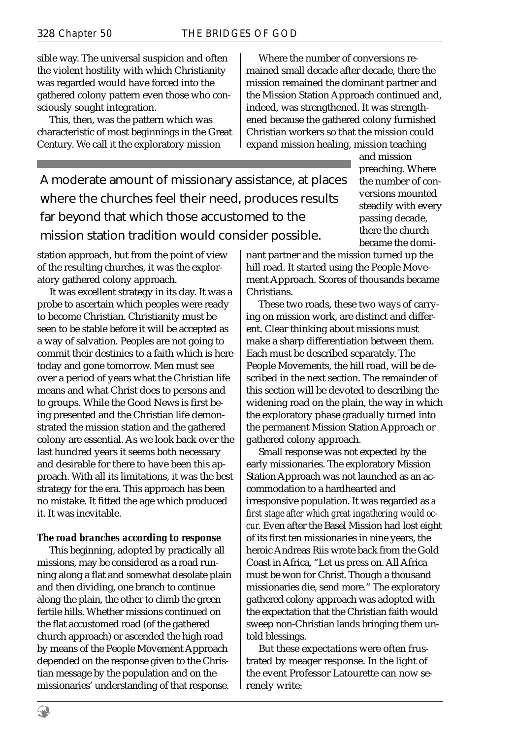sible way. The universal suspicion and often the violent hostility with which Christianity was regarded would have forced into the gathered colony pattern even those who consciously sought integration.

This, then, was the pattern which was characteristic of most beginnings in the Great Century. We call it the exploratory mission station approach, but from the point of view of the resulting churches, it was the exploratory gathered colony approach.

It was excellent strategy in its day. It was a probe to ascertain which peoples were ready to become Christian. Christianity must be seen to be stable before it will be accepted as a way of salvation. Peoples are not going to commit their destinies to a faith which is here today and gone tomorrow. Men must see over a period of years what the Christian life means and what Christ does to persons and to groups. While the Good News is first being presented and the Christian life demonstrated the mission station and the gathered colony are essential. As we look back over the last hundred years it seems both necessary and desirable for there to have been this approach. With all its limitations, it was the best strategy for the era. This approach has been no mistake. It fitted the age which produced it. It was inevitable.

> A moderate amount of missionary assistance, at places where the churches feel their need, produces results far beyond that which those accustomed to the mission station tradition would consider possible.

### *The road branches according to response*

This beginning, adopted by practically all missions, may be considered as a road running along a flat and somewhat desolate plain and then dividing, one branch to continue along the plain, the other to climb the green fertile hills. Whether missions continued on the flat accustomed road (of the gathered church approach) or ascended the high road by means of the People Movement Approach depended on the response given to the Christian message by the population and on the missionaries' understanding of that response.

Where the number of conversions remained small decade after decade, there the mission remained the dominant partner and the Mission Station Approach continued and, indeed, was strengthened. It was strengthened because the gathered colony furnished Christian workers so that the mission could expand mission healing, mission teaching and mission preaching. Where the number of conversions mounted steadily with every passing decade, there the church became the dominant partner and the mission turned up the hill road. It started using the People Movement Approach. Scores of thousands became Christians.

These two roads, these two ways of carrying on mission work, are distinct and different. Clear thinking about missions must make a sharp differentiation between them. Each must be described separately. The People Movements, the hill road, will be described in the next section. The remainder of this section will be devoted to describing the widening road on the plain, the way in which the exploratory phase gradually turned into the permanent Mission Station Approach or gathered colony approach.

Small response was not expected by the early missionaries. The exploratory Mission Station Approach was not launched as an accommodation to a hardhearted and irresponsive population. It was regarded as *a first stage after which great ingathering would occur.* Even after the Basel Mission had lost eight of its first ten missionaries in nine years, the heroic Andreas Riis wrote back from the Gold Coast in Africa, "Let us press on. All Africa must be won for Christ. Though a thousand missionaries die, send more." The exploratory gathered colony approach was adopted with the expectation that the Christian faith would sweep non-Christian lands bringing them untold blessings.

But these expectations were often frustrated by meager response. In the light of the event Professor Latourette can now serenely write: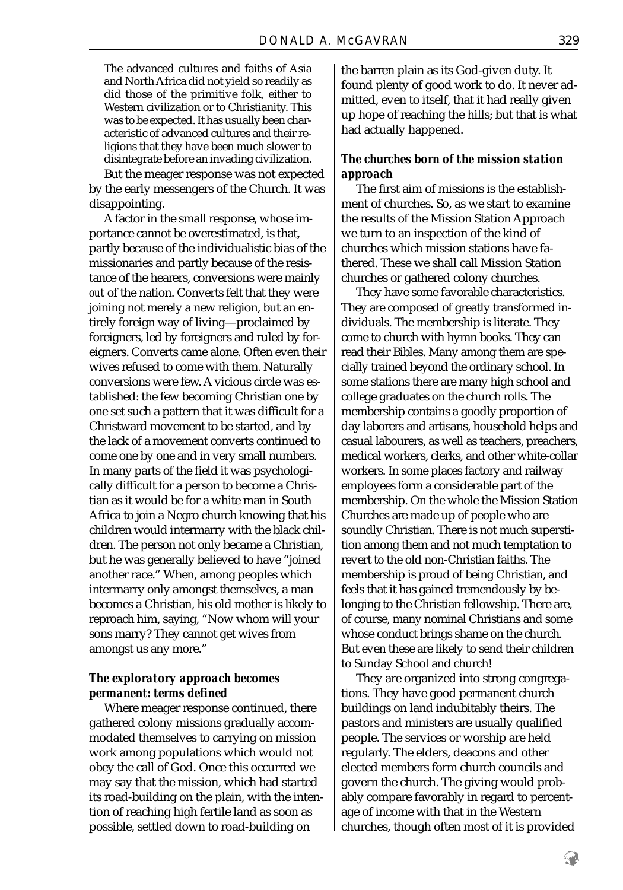The advanced cultures and faiths of Asia and North Africa did not yield so readily as did those of the primitive folk, either to Western civilization or to Christianity. This was to be expected. It has usually been characteristic of advanced cultures and their religions that they have been much slower to disintegrate before an invading civilization.

But the meager response was not expected by the early messengers of the Church. It was disappointing.

A factor in the small response, whose importance cannot be overestimated, is that, partly because of the individualistic bias of the missionaries and partly because of the resistance of the hearers, conversions were mainly *out* of the nation. Converts felt that they were joining not merely a new religion, but an entirely foreign way of living—proclaimed by foreigners, led by foreigners and ruled by foreigners. Converts came alone. Often even their wives refused to come with them. Naturally conversions were few. A vicious circle was established: the few becoming Christian one by one set such a pattern that it was difficult for a Christward movement to be started, and by the lack of a movement converts continued to come one by one and in very small numbers. In many parts of the field it was psychologically difficult for a person to become a Christian as it would be for a white man in South Africa to join a Negro church knowing that his children would intermarry with the black children. The person not only became a Christian, but he was generally believed to have "joined another race." When, among peoples which intermarry only amongst themselves, a man becomes a Christian, his old mother is likely to reproach him, saying, "Now whom will your sons marry? They cannot get wives from amongst us any more."

### The exploratory approach becomes permanent: terms defined

Where meager response continued, there gathered colony missions gradually accommodated themselves to carrying on mission work among populations which would not obey the call of God. Once this occurred we may say that the mission, which had started its road-building on the plain, with the intention of reaching high fertile land as soon as possible, settled down to road-building on the barren plain as its God-given duty. It found plenty of good work to do. It never admitted, even to itself, that it had really given up hope of reaching the hills; but that is what had actually happened.

### The churches born of the mission station approach

The first aim of missions is the establishment of churches. So, as we start to examine the results of the Mission Station Approach we turn to an inspection of the kind of churches which mission stations have fathered. These we shall call Mission Station churches or gathered colony churches.

They have some favorable characteristics. They are composed of greatly transformed individuals. The membership is literate. They come to church with hymn books. They can read their Bibles. Many among them are specially trained beyond the ordinary school. In some stations there are many high school and college graduates on the church rolls. The membership contains a goodly proportion of day laborers and artisans, household helps and casual labourers, as well as teachers, preachers, medical workers, clerks, and other white-collar workers. In some places factory and railway employees form a considerable part of the membership. On the whole the Mission Station Churches are made up of people who are soundly Christian. There is not much superstition among them and not much temptation to revert to the old non-Christian faiths. The membership is proud of being Christian, and feels that it has gained tremendously by belonging to the Christian fellowship. There are, of course, many nominal Christians and some whose conduct brings shame on the church. But even these are likely to send their children to Sunday School and church!

They are organized into strong congregations. They have good permanent church buildings on land indubitably theirs. The pastors and ministers are usually qualified people. The services or worship are held regularly. The elders, deacons and other elected members form church councils and govern the church. The giving would probably compare favorably in regard to percentage of income with that in the Western churches, though often most of it is provided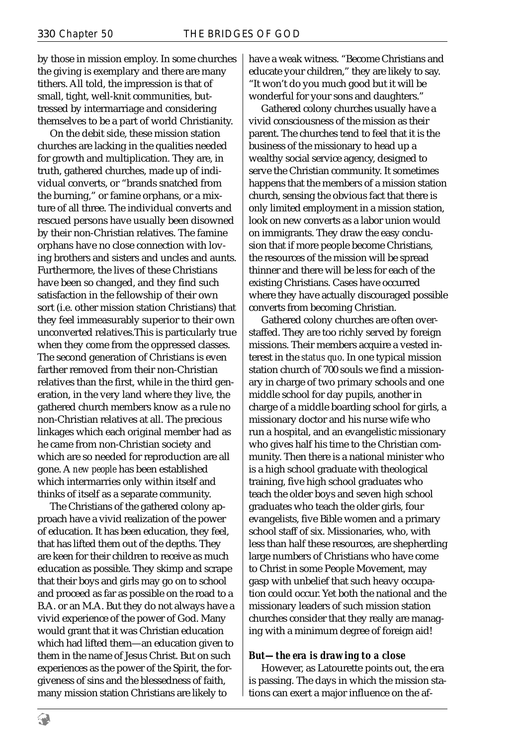by those in mission employ. In some churches the giving is exemplary and there are many tithers. All told, the impression is that of small, tight, well-knit communities, buttressed by intermarriage and considering themselves to be a part of world Christianity.

On the debit side, these mission station churches are lacking in the qualities needed for growth and multiplication. They are, in truth, gathered churches, made up of individual converts, or "brands snatched from the burning," or famine orphans, or a mixture of all three. The individual converts and rescued persons have usually been disowned by their non-Christian relatives. The famine orphans have no close connection with loving brothers and sisters and uncles and aunts. Furthermore, the lives of these Christians have been so changed, and they find such satisfaction in the fellowship of their own sort (i.e. other mission station Christians) that they feel immeasurably superior to their own unconverted relatives.This is particularly true when they come from the oppressed classes. The second generation of Christians is even farther removed from their non-Christian relatives than the first, while in the third generation, in the very land where they live, the gathered church members know as a rule no non-Christian relatives at all. The precious linkages which each original member had as he came from non-Christian society and which are so needed for reproduction are all gone. A *new people* has been established which intermarries only within itself and thinks of itself as a separate community.

The Christians of the gathered colony approach have a vivid realization of the power of education. It has been education, they feel, that has lifted them out of the depths. They are keen for their children to receive as much education as possible. They skimp and scrape that their boys and girls may go on to school and proceed as far as possible on the road to a B.A. or an M.A. But they do not always have a vivid experience of the power of God. Many would grant that it was Christian education which had lifted them—an education given to them in the name of Jesus Christ. But on such experiences as the power of the Spirit, the forgiveness of sins and the blessedness of faith, many mission station Christians are likely to have a weak witness. "Become Christians and educate your children," they are likely to say. "It won't do you much good but it will be wonderful for your sons and daughters."

Gathered colony churches usually have a vivid consciousness of the mission as their parent. The churches tend to feel that it is the business of the missionary to head up a wealthy social service agency, designed to serve the Christian community. It sometimes happens that the members of a mission station church, sensing the obvious fact that there is only limited employment in a mission station, look on new converts as a labor union would on immigrants. They draw the easy conclusion that if more people become Christians, the resources of the mission will be spread thinner and there will be less for each of the existing Christians. Cases have occurred where they have actually discouraged possible converts from becoming Christian.

Gathered colony churches are often overstaffed. They are too richly served by foreign missions. Their members acquire a vested interest in the *status quo*. In one typical mission station church of 700 souls we find a missionary in charge of two primary schools and one middle school for day pupils, another in charge of a middle boarding school for girls, a missionary doctor and his nurse wife who run a hospital, and an evangelistic missionary who gives half his time to the Christian community. Then there is a national minister who is a high school graduate with theological training, five high school graduates who teach the older boys and seven high school graduates who teach the older girls, four evangelists, five Bible women and a primary school staff of six. Missionaries, who, with less than half these resources, are shepherding large numbers of Christians who have come to Christ in some People Movement, may gasp with unbelief that such heavy occupation could occur. Yet both the national and the missionary leaders of such mission station churches consider that they really are managing with a minimum degree of foreign aid!

### But—the era is drawing to a close

However, as Latourette points out, the era is passing. The days in which the mission stations can exert a major influence on the af-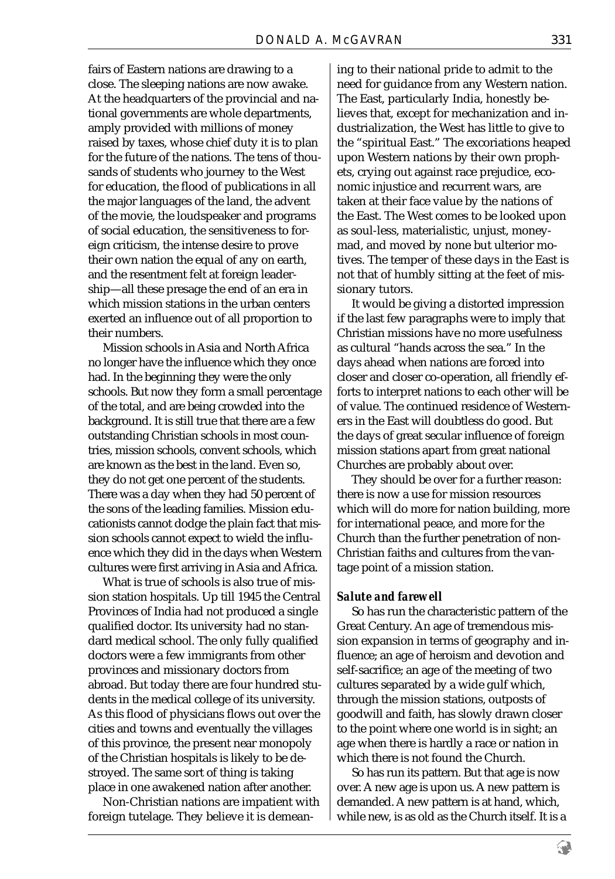fairs of Eastern nations are drawing to a close. The sleeping nations are now awake. At the headquarters of the provincial and national governments are whole departments, amply provided with millions of money raised by taxes, whose chief duty it is to plan for the future of the nations. The tens of thousands of students who journey to the West for education, the flood of publications in all the major languages of the land, the advent of the movie, the loudspeaker and programs of social education, the sensitiveness to foreign criticism, the intense desire to prove their own nation the equal of any on earth, and the resentment felt at foreign leadership—all these presage the end of an era in which mission stations in the urban centers exerted an influence out of all proportion to their numbers.

Mission schools in Asia and North Africa no longer have the influence which they once had. In the beginning they were the only schools. But now they form a small percentage of the total, and are being crowded into the background. It is still true that there are a few outstanding Christian schools in most countries, mission schools, convent schools, which are known as the best in the land. Even so, they do not get one percent of the students. There was a day when they had 50 percent of the sons of the leading families. Mission educationists cannot dodge the plain fact that mission schools cannot expect to wield the influence which they did in the days when Western cultures were first arriving in Asia and Africa.

What is true of schools is also true of mission station hospitals. Up till 1945 the Central Provinces of India had not produced a single qualified doctor. Its university had no standard medical school. The only fully qualified doctors were a few immigrants from other provinces and missionary doctors from abroad. But today there are four hundred students in the medical college of its university. As this flood of physicians flows out over the cities and towns and eventually the villages of this province, the present near monopoly of the Christian hospitals is likely to be destroyed. The same sort of thing is taking place in one awakened nation after another.

Non-Christian nations are impatient with foreign tutelage. They believe it is demeaning to their national pride to admit to the need for guidance from any Western nation. The East, particularly India, honestly believes that, except for mechanization and industrialization, the West has little to give to the "spiritual East." The excoriations heaped upon Western nations by their own prophets, crying out against race prejudice, economic injustice and recurrent wars, are taken at their face value by the nations of the East. The West comes to be looked upon as soul-less, materialistic, unjust, money-mad, and moved by none but ulterior motives. The temper of these days in the East is not that of humbly sitting at the feet of missionary tutors.

It would be giving a distorted impression if the last few paragraphs were to imply that Christian missions have no more usefulness as cultural "hands across the sea." In the days ahead when nations are forced into closer and closer co-operation, all friendly efforts to interpret nations to each other will be of value. The continued residence of Westerners in the East will doubtless do good. But the days of great secular influence of foreign mission stations apart from great national Churches are probably about over.

They should be over for a further reason: there is now a use for mission resources which will do more for nation building, more for international peace, and more for the Church than the further penetration of non-Christian faiths and cultures from the vantage point of a mission station.

### *Salute and farewell*

So has run the characteristic pattern of the Great Century. An age of tremendous mission expansion in terms of geography and influence; an age of heroism and devotion and self-sacrifice; an age of the meeting of two cultures separated by a wide gulf which, through the mission stations, outposts of goodwill and faith, has slowly drawn closer to the point where one world is in sight; an age when there is hardly a race or nation in which there is not found the Church.

So has run its pattern. But that age is now over. A new age is upon us. A new pattern is demanded. A new pattern is at hand, which, while new, is as old as the Church itself. It is a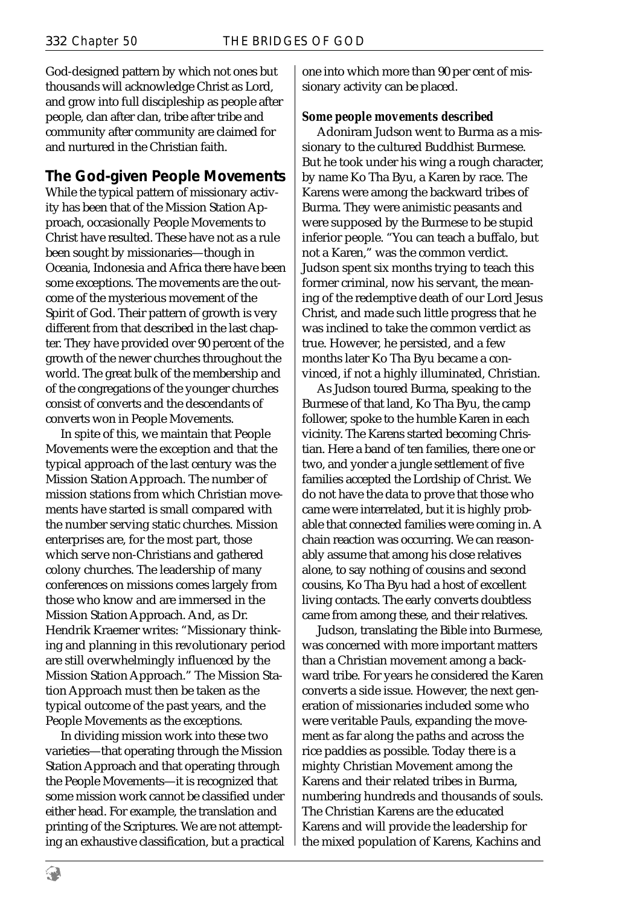God-designed pattern by which not ones but thousands will acknowledge Christ as Lord, and grow into full discipleship as people after people, clan after clan, tribe after tribe and community after community are claimed for and nurtured in the Christian faith.

## The God-given People Movements

While the typical pattern of missionary activity has been that of the Mission Station Approach, occasionally People Movements to Christ have resulted. These have not as a rule been sought by missionaries—though in Oceania, Indonesia and Africa there have been some exceptions. The movements are the outcome of the mysterious movement of the Spirit of God. Their pattern of growth is very different from that described in the last chapter. They have provided over 90 percent of the growth of the newer churches throughout the world. The great bulk of the membership and of the congregations of the younger churches consist of converts and the descendants of converts won in People Movements.

In spite of this, we maintain that People Movements were the exception and that the typical approach of the last century was the Mission Station Approach. The number of mission stations from which Christian movements have started is small compared with the number serving static churches. Mission enterprises are, for the most part, those which serve non-Christians and gathered colony churches. The leadership of many conferences on missions comes largely from those who know and are immersed in the Mission Station Approach. And, as Dr. Hendrik Kraemer writes: "Missionary thinking and planning in this revolutionary period are still overwhelmingly influenced by the Mission Station Approach." The Mission Station Approach must then be taken as the typical outcome of the past years, and the People Movements as the exceptions.

In dividing mission work into these two varieties—that operating through the Mission Station Approach and that operating through the People Movements—it is recognized that some mission work cannot be classified under either head. For example, the translation and printing of the Scriptures. We are not attempting an exhaustive classification, but a practical one into which more than 90 per cent of missionary activity can be placed.

**Some people movements described**

Adoniram Judson went to Burma as a missionary to the cultured Buddhist Burmese. But he took under his wing a rough character, by name Ko Tha Byu, a Karen by race. The Karens were among the backward tribes of Burma. They were animistic peasants and were supposed by the Burmese to be stupid inferior people. "You can teach a buffalo, but not a Karen," was the common verdict. Judson spent six months trying to teach this former criminal, now his servant, the meaning of the redemptive death of our Lord Jesus Christ, and made such little progress that he was inclined to take the common verdict as true. However, he persisted, and a few months later Ko Tha Byu became a convinced, if not a highly illuminated, Christian.

As Judson toured Burma, speaking to the Burmese of that land, Ko Tha Byu, the camp follower, spoke to the humble Karen in each vicinity. The Karens started becoming Christian. Here a band of ten families, there one or two, and yonder a jungle settlement of five families accepted the Lordship of Christ. We do not have the data to prove that those who came were interrelated, but it is highly probable that connected families were coming in. A chain reaction was occurring. We can reasonably assume that among his close relatives alone, to say nothing of cousins and second cousins, Ko Tha Byu had a host of excellent living contacts. The early converts doubtless came from among these, and their relatives.

Judson, translating the Bible into Burmese, was concerned with more important matters than a Christian movement among a backward tribe. For years he considered the Karen converts a side issue. However, the next generation of missionaries included some who were veritable Pauls, expanding the movement as far along the paths and across the rice paddies as possible. Today there is a mighty Christian Movement among the Karens and their related tribes in Burma, numbering hundreds and thousands of souls. The Christian Karens are the educated Karens and will provide the leadership for the mixed population of Karens, Kachins and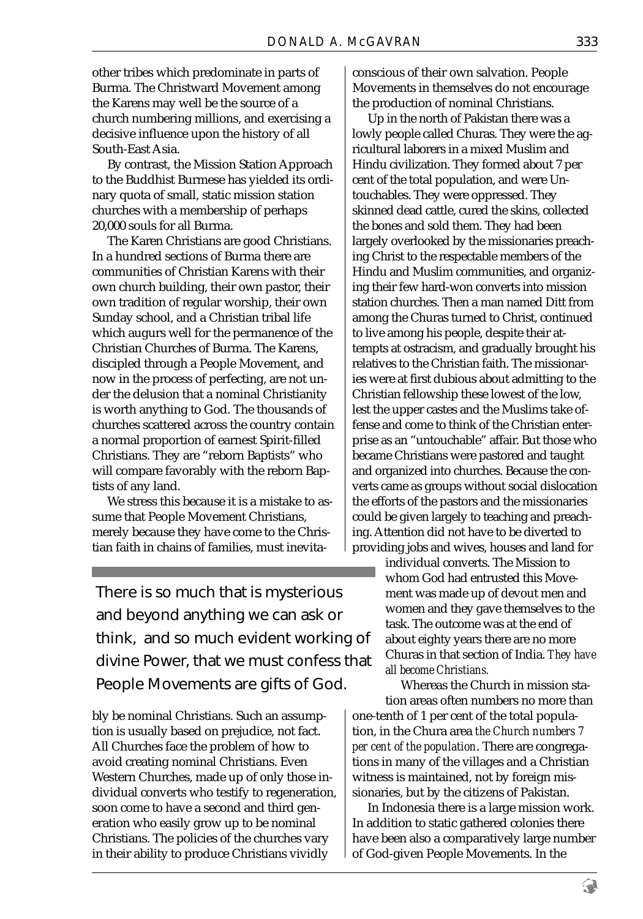other tribes which predominate in parts of Burma. The Christward Movement among the Karens may well be the source of a church numbering millions, and exercising a decisive influence upon the history of all South-East Asia.

By contrast, the Mission Station Approach to the Buddhist Burmese has yielded its ordinary quota of small, static mission station churches with a membership of perhaps 20,000 souls for all Burma.

The Karen Christians are good Christians. In a hundred sections of Burma there are communities of Christian Karens with their own church building, their own pastor, their own tradition of regular worship, their own Sunday school, and a Christian tribal life which augurs well for the permanence of the Christian Churches of Burma. The Karens, discipled through a People Movement, and now in the process of perfecting, are not under the delusion that a nominal Christianity is worth anything to God. The thousands of churches scattered across the country contain a normal proportion of earnest Spirit-filled Christians. They are "reborn Baptists" who will compare favorably with the reborn Baptists of any land.

We stress this because it is a mistake to assume that People Movement Christians, merely because they have come to the Christian faith in chains of families, must inevitably be nominal Christians. Such an assumption is usually based on prejudice, not fact. All Churches face the problem of how to avoid creating nominal Christians. Even Western Churches, made up of only those individual converts who testify to regeneration, soon come to have a second and third generation who easily grow up to be nominal Christians. The policies of the churches vary in their ability to produce Christians vividly conscious of their own salvation. People Movements in themselves do not encourage the production of nominal Christians.

> There is so much that is mysterious and beyond anything we can ask or think, and so much evident working of divine Power, that we must confess that People Movements are gifts of God.

Up in the north of Pakistan there was a lowly people called Churas. They were the agricultural laborers in a mixed Muslim and Hindu civilization. They formed about 7 per cent of the total population, and were Untouchables. They were oppressed. They skinned dead cattle, cured the skins, collected the bones and sold them. They had been largely overlooked by the missionaries preaching Christ to the respectable members of the Hindu and Muslim communities, and organizing their few hard-won converts into mission station churches. Then a man named Ditt from among the Churas turned to Christ, continued to live among his people, despite their attempts at ostracism, and gradually brought his relatives to the Christian faith. The missionaries were at first dubious about admitting to the Christian fellowship these lowest of the low, lest the upper castes and the Muslims take offense and come to think of the Christian enterprise as an "untouchable" affair. But those who became Christians were pastored and taught and organized into churches. Because the converts came as groups without social dislocation the efforts of the pastors and the missionaries could be given largely to teaching and preaching. Attention did not have to be diverted to providing jobs and wives, houses and land for individual converts. The Mission to whom God had entrusted this Movement was made up of devout men and women and they gave themselves to the task. The outcome was at the end of about eighty years there are no more Churas in that section of India. *They have all become Christians.*

Whereas the Church in mission station areas often numbers no more than one-tenth of 1 per cent of the total population, in the Chura area *the Church numbers 7 per cent of the population*. There are congregations in many of the villages and a Christian witness is maintained, not by foreign missionaries, but by the citizens of Pakistan.

In Indonesia there is a large mission work. In addition to static gathered colonies there have been also a comparatively large number of God-given People Movements. In the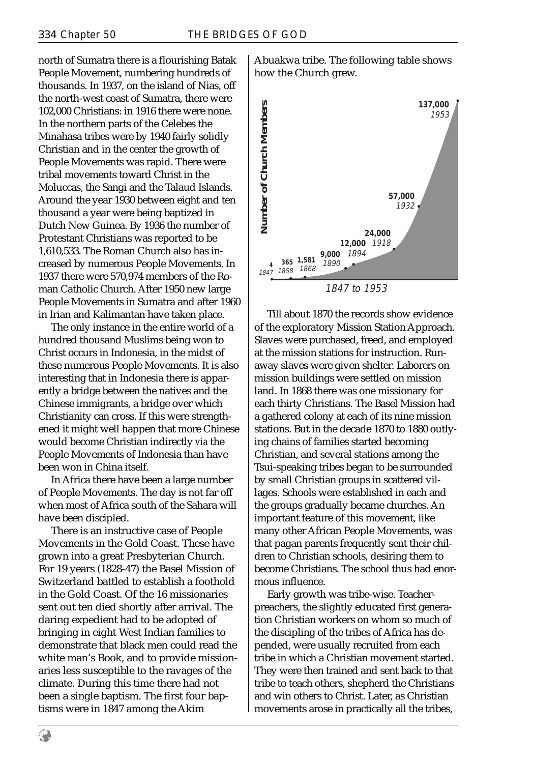north of Sumatra there is a flourishing Batak People Movement, numbering hundreds of thousands. In 1937, on the island of Nias, off the north-west coast of Sumatra, there were 102,000 Christians: in 1916 there were none. In the northern parts of the Celebes the Minahasa tribes were by 1940 fairly solidly Christian and in the center the growth of People Movements was rapid. There were tribal movements toward Christ in the Moluccas, the Sangi and the Talaud Islands. Around the year 1930 between eight and ten thousand a year were being baptized in Dutch New Guinea. By 1936 the number of Protestant Christians was reported to be 1,610,533. The Roman Church also has increased by numerous People Movements. In 1937 there were 570,974 members of the Roman Catholic Church. After 1950 new large People Movements in Sumatra and after 1960 in Irian and Kalimantan have taken place.

The only instance in the entire world of a hundred thousand Muslims being won to Christ occurs in Indonesia, in the midst of these numerous People Movements. It is also interesting that in Indonesia there is apparently a bridge between the natives and the Chinese immigrants, a bridge over which Christianity can cross. If this were strengthened it might well happen that more Chinese would become Christian indirectly *via* the People Movements of Indonesia than have been won in China itself.

In Africa there have been a large number of People Movements. The day is not far off when most of Africa south of the Sahara will have been discipled.

There is an instructive case of People Movements in the Gold Coast. These have grown into a great Presbyterian Church. For 19 years (1828-47) the Basel Mission of Switzerland battled to establish a foothold in the Gold Coast. Of the 16 missionaries sent out ten died shortly after arrival. The daring expedient had to be adopted of bringing in eight West Indian families to demonstrate that black men could read the white man's Book, and to provide missionaries less susceptible to the ravages of the climate. During this time there had not been a single baptism. The first four baptisms were in 1847 among the Akim Abuakwa tribe. The following table shows how the Church grew.

| Year | Number of Church Members |
|---|---|
| 1847 | 4 |
| 1858 | 365 |
| 1868 | 1,581 |
| 1890 | 9,000 |
| 1894 | 12,000 |
| 1918 | 24,000 |
| 1932 | 57,000 |
| 1953 | 137,000 |

1847 to 1953

Till about 1870 the records show evidence of the exploratory Mission Station Approach. Slaves were purchased, freed, and employed at the mission stations for instruction. Runaway slaves were given shelter. Laborers on mission buildings were settled on mission land. In 1868 there was one missionary for each thirty Christians. The Basel Mission had a gathered colony at each of its nine mission stations. But in the decade 1870 to 1880 outlying chains of families started becoming Christian, and several stations among the Tsui-speaking tribes began to be surrounded by small Christian groups in scattered villages. Schools were established in each and the groups gradually became churches. An important feature of this movement, like many other African People Movements, was that pagan parents frequently sent their children to Christian schools, desiring them to become Christians. The school thus had enormous influence.

Early growth was tribe-wise. Teacher-preachers, the slightly educated first generation Christian workers on whom so much of the discipling of the tribes of Africa has depended, were usually recruited from each tribe in which a Christian movement started. They were then trained and sent back to that tribe to teach others, shepherd the Christians and win others to Christ. Later, as Christian movements arose in practically all the tribes,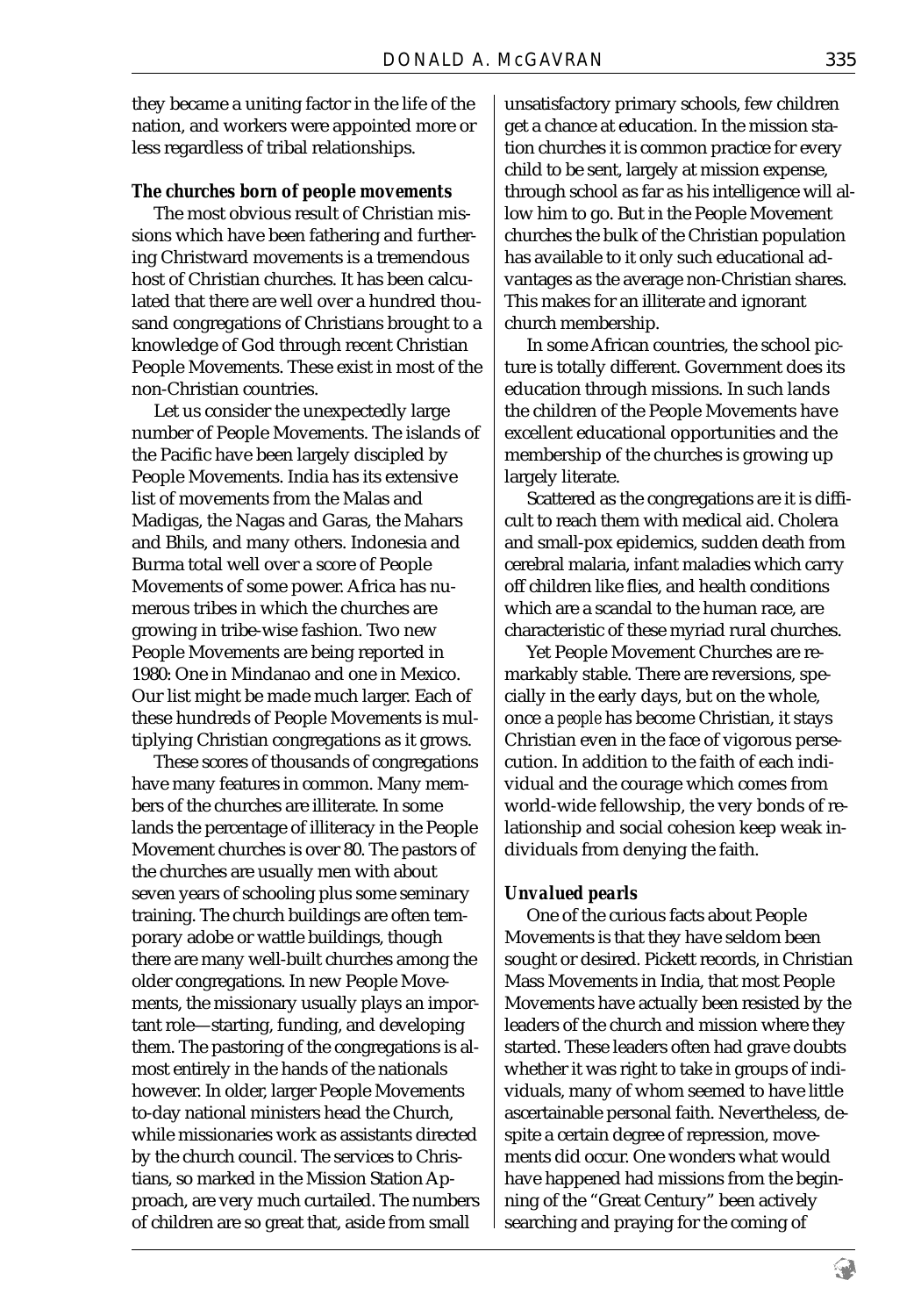they became a uniting factor in the life of the nation, and workers were appointed more or less regardless of tribal relationships.

### The churches born of people movements

The most obvious result of Christian missions which have been fathering and furthering Christward movements is a tremendous host of Christian churches. It has been calculated that there are well over a hundred thousand congregations of Christians brought to a knowledge of God through recent Christian People Movements. These exist in most of the non-Christian countries.

Let us consider the unexpectedly large number of People Movements. The islands of the Pacific have been largely discipled by People Movements. India has its extensive list of movements from the Malas and Madigas, the Nagas and Garas, the Mahars and Bhils, and many others. Indonesia and Burma total well over a score of People Movements of some power. Africa has numerous tribes in which the churches are growing in tribe-wise fashion. Two new People Movements are being reported in 1980: One in Mindanao and one in Mexico. Our list might be made much larger. Each of these hundreds of People Movements is multiplying Christian congregations as it grows.

These scores of thousands of congregations have many features in common. Many members of the churches are illiterate. In some lands the percentage of illiteracy in the People Movement churches is over 80. The pastors of the churches are usually men with about seven years of schooling plus some seminary training. The church buildings are often temporary adobe or wattle buildings, though there are many well-built churches among the older congregations. In new People Movements, the missionary usually plays an important role—starting, funding, and developing them. The pastoring of the congregations is almost entirely in the hands of the nationals however. In older, larger People Movements to-day national ministers head the Church, while missionaries work as assistants directed by the church council. The services to Christians, so marked in the Mission Station Approach, are very much curtailed. The numbers of children are so great that, aside from small unsatisfactory primary schools, few children get a chance at education. In the mission station churches it is common practice for every child to be sent, largely at mission expense, through school as far as his intelligence will allow him to go. But in the People Movement churches the bulk of the Christian population has available to it only such educational advantages as the average non-Christian shares. This makes for an illiterate and ignorant church membership.

In some African countries, the school picture is totally different. Government does its education through missions. In such lands the children of the People Movements have excellent educational opportunities and the membership of the churches is growing up largely literate.

Scattered as the congregations are it is difficult to reach them with medical aid. Cholera and small-pox epidemics, sudden death from cerebral malaria, infant maladies which carry off children like flies, and health conditions which are a scandal to the human race, are characteristic of these myriad rural churches.

Yet People Movement Churches are remarkably stable. There are reversions, specially in the early days, but on the whole, once a *people* has become Christian, it stays Christian even in the face of vigorous persecution. In addition to the faith of each individual and the courage which comes from world-wide fellowship, the very bonds of relationship and social cohesion keep weak individuals from denying the faith.

### Unvalued pearls

One of the curious facts about People Movements is that they have seldom been sought or desired. Pickett records, in Christian Mass Movements in India, that most People Movements have actually been resisted by the leaders of the church and mission where they started. These leaders often had grave doubts whether it was right to take in groups of individuals, many of whom seemed to have little ascertainable personal faith. Nevertheless, despite a certain degree of repression, movements did occur. One wonders what would have happened had missions from the beginning of the "Great Century" been actively searching and praying for the coming of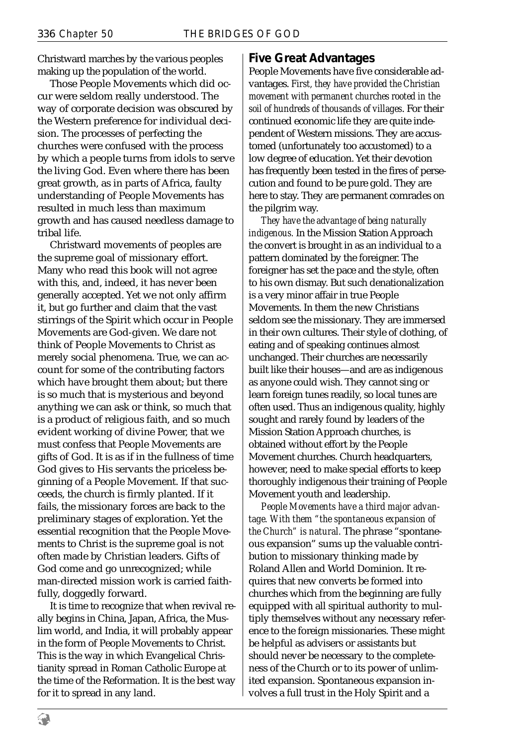Christward marches by the various peoples making up the population of the world.

Those People Movements which did occur were seldom really understood. The way of corporate decision was obscured by the Western preference for individual decision. The processes of perfecting the churches were confused with the process by which a people turns from idols to serve the living God. Even where there has been great growth, as in parts of Africa, faulty understanding of People Movements has resulted in much less than maximum growth and has caused needless damage to tribal life.

Christward movements of peoples are the supreme goal of missionary effort. Many who read this book will not agree with this, and, indeed, it has never been generally accepted. Yet we not only affirm it, but go further and claim that the vast stirrings of the Spirit which occur in People Movements are God-given. We dare not think of People Movements to Christ as merely social phenomena. True, we can account for some of the contributing factors which have brought them about; but there is so much that is mysterious and beyond anything we can ask or think, so much that is a product of religious faith, and so much evident working of divine Power, that we must confess that People Movements are gifts of God. It is as if in the fullness of time God gives to His servants the priceless beginning of a People Movement. If that succeeds, the church is firmly planted. If it fails, the missionary forces are back to the preliminary stages of exploration. Yet the essential recognition that the People Movements to Christ is the supreme goal is not often made by Christian leaders. Gifts of God come and go unrecognized; while man-directed mission work is carried faithfully, doggedly forward.

It is time to recognize that when revival really begins in China, Japan, Africa, the Muslim world, and India, it will probably appear in the form of People Movements to Christ. This is the way in which Evangelical Christianity spread in Roman Catholic Europe at the time of the Reformation. It is the best way for it to spread in any land.

## Five Great Advantages

People Movements have five considerable advantages. *First, they have provided the Christian movement with permanent churches rooted in the soil of hundreds of thousands of villages.* For their continued economic life they are quite independent of Western missions. They are accustomed (unfortunately too accustomed) to a low degree of education. Yet their devotion has frequently been tested in the fires of persecution and found to be pure gold. They are here to stay. They are permanent comrades on the pilgrim way.

*They have the advantage of being naturally indigenous.* In the Mission Station Approach the convert is brought in as an individual to a pattern dominated by the foreigner. The foreigner has set the pace and the style, often to his own dismay. But such denationalization is a very minor affair in true People Movements. In them the new Christians seldom see the missionary. They are immersed in their own cultures. Their style of clothing, of eating and of speaking continues almost unchanged. Their churches are necessarily built like their houses—and are as indigenous as anyone could wish. They cannot sing or learn foreign tunes readily, so local tunes are often used. Thus an indigenous quality, highly sought and rarely found by leaders of the Mission Station Approach churches, is obtained without effort by the People Movement churches. Church headquarters, however, need to make special efforts to keep thoroughly indigenous their training of People Movement youth and leadership.

*People Movements have a third major advantage. With them "the spontaneous expansion of the Church" is natural.* The phrase "spontaneous expansion" sums up the valuable contribution to missionary thinking made by Roland Allen and World Dominion. It requires that new converts be formed into churches which from the beginning are fully equipped with all spiritual authority to multiply themselves without any necessary reference to the foreign missionaries. These might be helpful as advisers or assistants but should never be necessary to the completeness of the Church or to its power of unlimited expansion. Spontaneous expansion involves a full trust in the Holy Spirit and a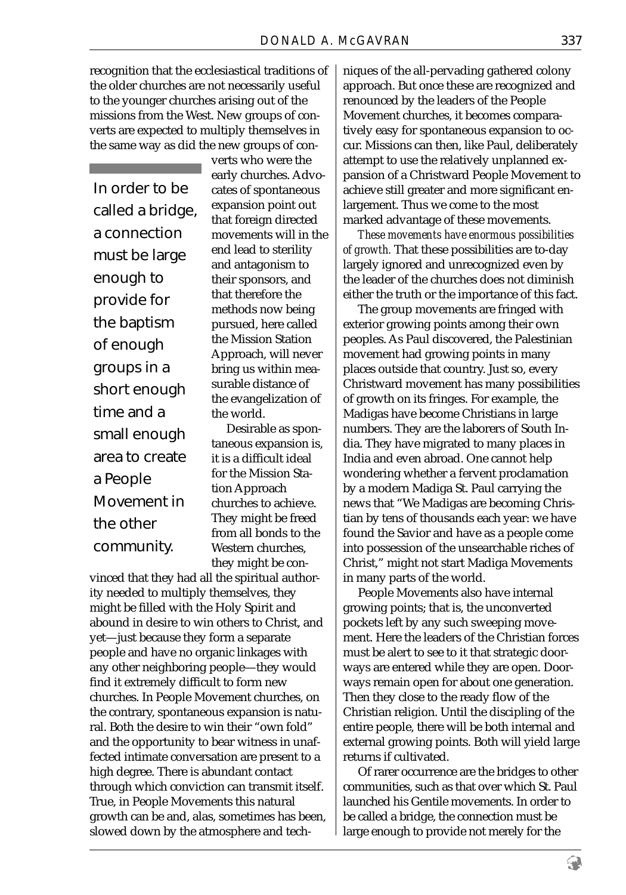recognition that the ecclesiastical traditions of the older churches are not necessarily useful to the younger churches arising out of the missions from the West. New groups of converts are expected to multiply themselves in the same way as did the new groups of converts who were the early churches. Advocates of spontaneous expansion point out that foreign directed movements will in the end lead to sterility and antagonism to their sponsors, and that therefore the methods now being pursued, here called the Mission Station Approach, will never bring us within measurable distance of the evangelization of the world.

> In order to be called a bridge, a connection must be large enough to provide for the baptism of enough groups in a short enough time and a small enough area to create a People Movement in the other community.

Desirable as spontaneous expansion is, it is a difficult ideal for the Mission Station Approach churches to achieve. They might be freed from all bonds to the Western churches, they might be convinced that they had all the spiritual authority needed to multiply themselves, they might be filled with the Holy Spirit and abound in desire to win others to Christ, and yet—just because they form a separate people and have no organic linkages with any other neighboring people—they would find it extremely difficult to form new churches. In People Movement churches, on the contrary, spontaneous expansion is natural. Both the desire to win their "own fold" and the opportunity to bear witness in unaffected intimate conversation are present to a high degree. There is abundant contact through which conviction can transmit itself. True, in People Movements this natural growth can be and, alas, sometimes has been, slowed down by the atmosphere and techniques of the all-pervading gathered colony approach. But once these are recognized and renounced by the leaders of the People Movement churches, it becomes comparatively easy for spontaneous expansion to occur. Missions can then, like Paul, deliberately attempt to use the relatively unplanned expansion of a Christward People Movement to achieve still greater and more significant enlargement. Thus we come to the most marked advantage of these movements.

*These movements have enormous possibilities of growth.* That these possibilities are to-day largely ignored and unrecognized even by the leader of the churches does not diminish either the truth or the importance of this fact.

The group movements are fringed with exterior growing points among their own peoples. As Paul discovered, the Palestinian movement had growing points in many places outside that country. Just so, every Christward movement has many possibilities of growth on its fringes. For example, the Madigas have become Christians in large numbers. They are the laborers of South India. They have migrated to many places in India and even abroad. One cannot help wondering whether a fervent proclamation by a modern Madiga St. Paul carrying the news that "We Madigas are becoming Christian by tens of thousands each year: we have found the Savior and have as a people come into possession of the unsearchable riches of Christ," might not start Madiga Movements in many parts of the world.

People Movements also have internal growing points; that is, the unconverted pockets left by any such sweeping movement. Here the leaders of the Christian forces must be alert to see to it that strategic doorways are entered while they are open. Doorways remain open for about one generation. Then they close to the ready flow of the Christian religion. Until the discipling of the entire people, there will be both internal and external growing points. Both will yield large returns if cultivated.

Of rarer occurrence are the bridges to other communities, such as that over which St. Paul launched his Gentile movements. In order to be called a bridge, the connection must be large enough to provide not merely for the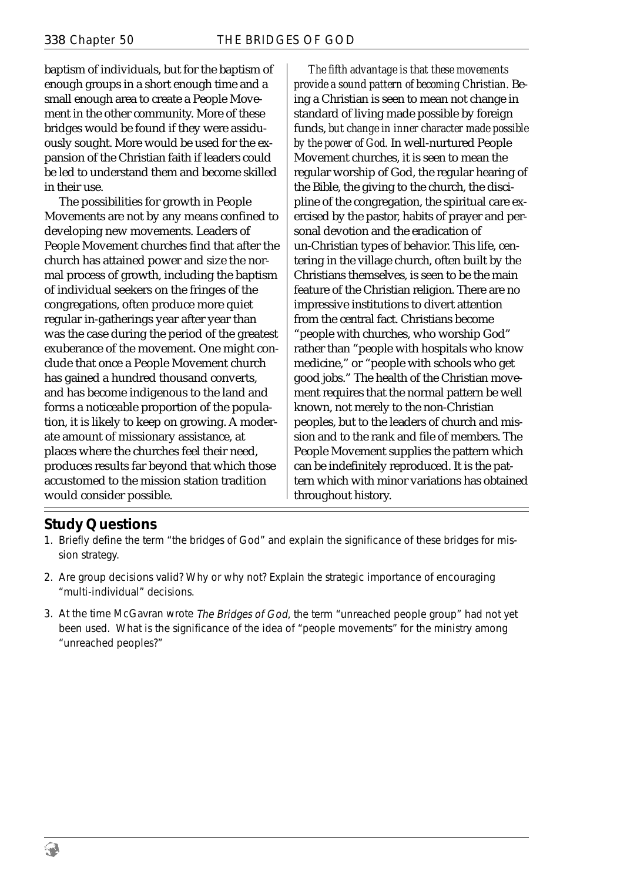baptism of individuals, but for the baptism of enough groups in a short enough time and a small enough area to create a People Movement in the other community. More of these bridges would be found if they were assiduously sought. More would be used for the expansion of the Christian faith if leaders could be led to understand them and become skilled in their use.

The possibilities for growth in People Movements are not by any means confined to developing new movements. Leaders of People Movement churches find that after the church has attained power and size the normal process of growth, including the baptism of individual seekers on the fringes of the congregations, often produce more quiet regular in-gatherings year after year than was the case during the period of the greatest exuberance of the movement. One might conclude that once a People Movement church has gained a hundred thousand converts, and has become indigenous to the land and forms a noticeable proportion of the population, it is likely to keep on growing. A moderate amount of missionary assistance, at places where the churches feel their need, produces results far beyond that which those accustomed to the mission station tradition would consider possible.

*The fifth advantage is that these movements provide a sound pattern of becoming Christian.* Being a Christian is seen to mean not change in standard of living made possible by foreign funds, *but change in inner character made possible by the power of God.* In well-nurtured People Movement churches, it is seen to mean the regular worship of God, the regular hearing of the Bible, the giving to the church, the discipline of the congregation, the spiritual care exercised by the pastor, habits of prayer and personal devotion and the eradication of un-Christian types of behavior. This life, centering in the village church, often built by the Christians themselves, is seen to be the main feature of the Christian religion. There are no impressive institutions to divert attention from the central fact. Christians become "people with churches, who worship God" rather than "people with hospitals who know medicine," or "people with schools who get good jobs." The health of the Christian movement requires that the normal pattern be well known, not merely to the non-Christian peoples, but to the leaders of church and mission and to the rank and file of members. The People Movement supplies the pattern which can be indefinitely reproduced. It is the pattern which with minor variations has obtained throughout history.

## Study Questions

1. Briefly define the term "the bridges of God" and explain the significance of these bridges for mission strategy.
2. Are group decisions valid? Why or why not? Explain the strategic importance of encouraging "multi-individual" decisions.
3. At the time McGavran wrote *The Bridges of God*, the term "unreached people group" had not yet been used. What is the significance of the idea of "people movements" for the ministry among "unreached peoples?"